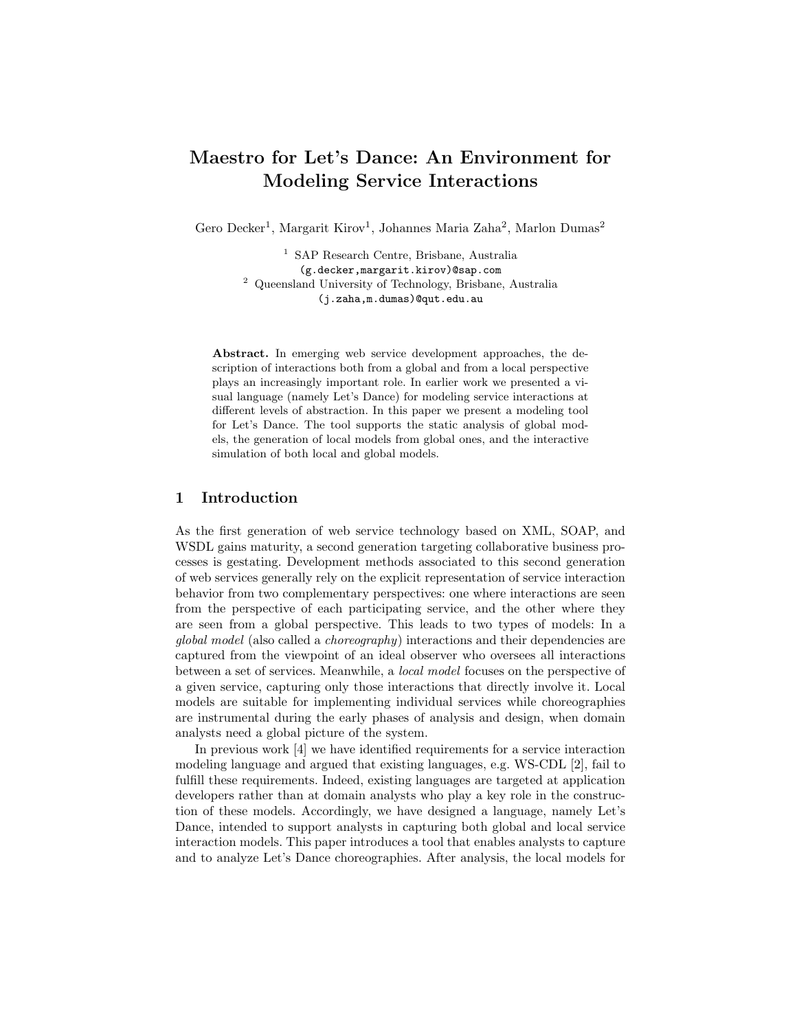# Maestro for Let's Dance: An Environment for Modeling Service Interactions

Gero Decker[1], Margarit Kirov[1], Johannes Maria Zaha[2], Marlon Dumas[2]

[1] SAP Research Centre, Brisbane, Australia
(g.decker,margarit.kirov)@sap.com

[2] Queensland University of Technology, Brisbane, Australia
(j.zaha,m.dumas)@qut.edu.au

**Abstract.** In emerging web service development approaches, the description of interactions both from a global and from a local perspective plays an increasingly important role. In earlier work we presented a visual language (namely Let's Dance) for modeling service interactions at different levels of abstraction. In this paper we present a modeling tool for Let's Dance. The tool supports the static analysis of global models, the generation of local models from global ones, and the interactive simulation of both local and global models.

## 1 Introduction

As the first generation of web service technology based on XML, SOAP, and WSDL gains maturity, a second generation targeting collaborative business processes is gestating. Development methods associated to this second generation of web services generally rely on the explicit representation of service interaction behavior from two complementary perspectives: one where interactions are seen from the perspective of each participating service, and the other where they are seen from a global perspective. This leads to two types of models: In a *global model* (also called a *choreography*) interactions and their dependencies are captured from the viewpoint of an ideal observer who oversees all interactions between a set of services. Meanwhile, a *local model* focuses on the perspective of a given service, capturing only those interactions that directly involve it. Local models are suitable for implementing individual services while choreographies are instrumental during the early phases of analysis and design, when domain analysts need a global picture of the system.

In previous work [4] we have identified requirements for a service interaction modeling language and argued that existing languages, e.g. WS-CDL [2], fail to fulfill these requirements. Indeed, existing languages are targeted at application developers rather than at domain analysts who play a key role in the construction of these models. Accordingly, we have designed a language, namely Let's Dance, intended to support analysts in capturing both global and local service interaction models. This paper introduces a tool that enables analysts to capture and to analyze Let's Dance choreographies. After analysis, the local models for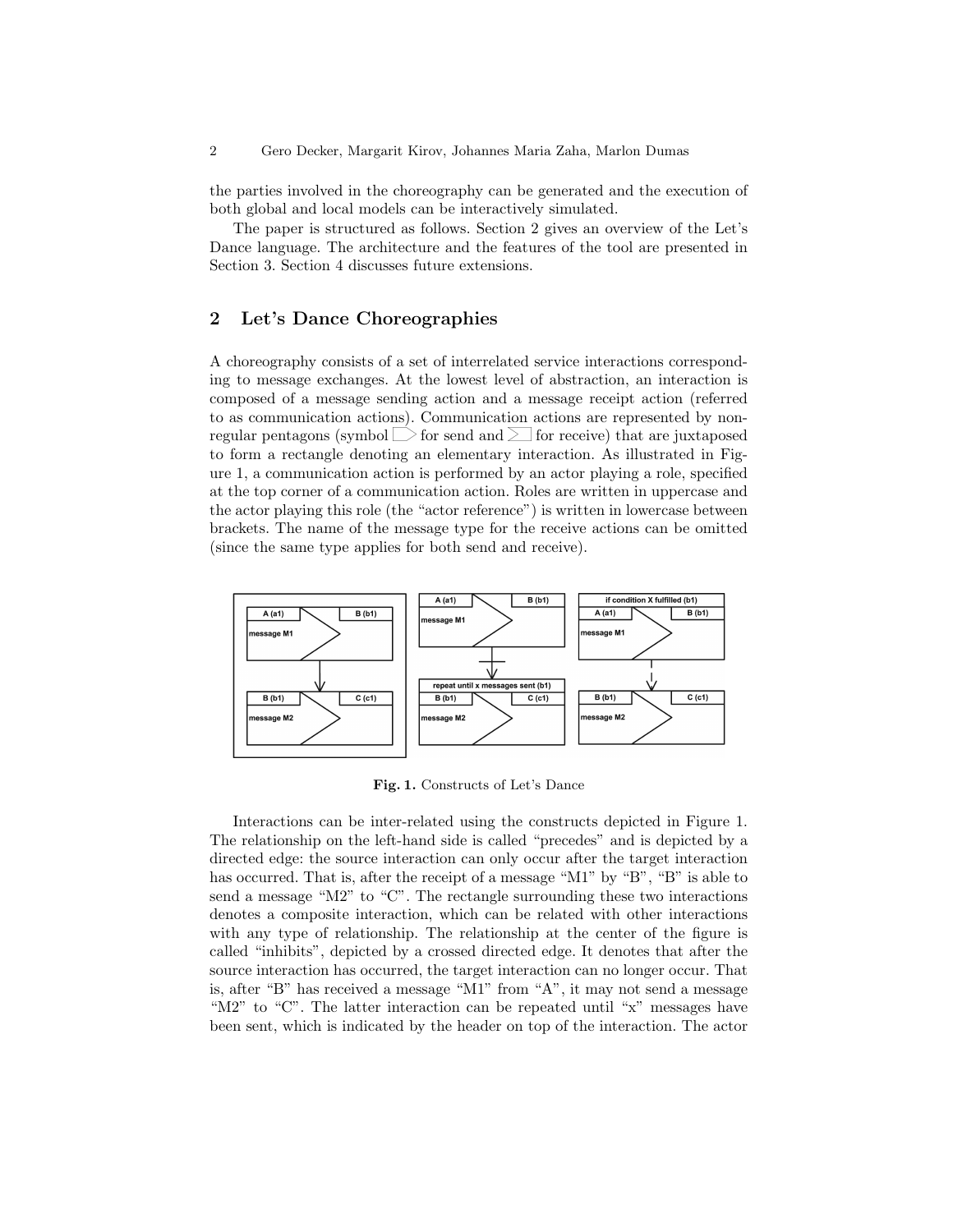the parties involved in the choreography can be generated and the execution of both global and local models can be interactively simulated.

The paper is structured as follows. Section 2 gives an overview of the Let's Dance language. The architecture and the features of the tool are presented in Section 3. Section 4 discusses future extensions.

## 2 Let's Dance Choreographies

A choreography consists of a set of interrelated service interactions corresponding to message exchanges. At the lowest level of abstraction, an interaction is composed of a message sending action and a message receipt action (referred to as communication actions). Communication actions are represented by non-regular pentagons (symbol for send and for receive) that are juxtaposed to form a rectangle denoting an elementary interaction. As illustrated in Figure 1, a communication action is performed by an actor playing a role, specified at the top corner of a communication action. Roles are written in uppercase and the actor playing this role (the "actor reference") is written in lowercase between brackets. The name of the message type for the receive actions can be omitted (since the same type applies for both send and receive).

Fig. 1. Constructs of Let's Dance

Interactions can be inter-related using the constructs depicted in Figure 1. The relationship on the left-hand side is called "precedes" and is depicted by a directed edge: the source interaction can only occur after the target interaction has occurred. That is, after the receipt of a message "M1" by "B", "B" is able to send a message "M2" to "C". The rectangle surrounding these two interactions denotes a composite interaction, which can be related with other interactions with any type of relationship. The relationship at the center of the figure is called "inhibits", depicted by a crossed directed edge. It denotes that after the source interaction has occurred, the target interaction can no longer occur. That is, after "B" has received a message "M1" from "A", it may not send a message "M2" to "C". The latter interaction can be repeated until "x" messages have been sent, which is indicated by the header on top of the interaction. The actor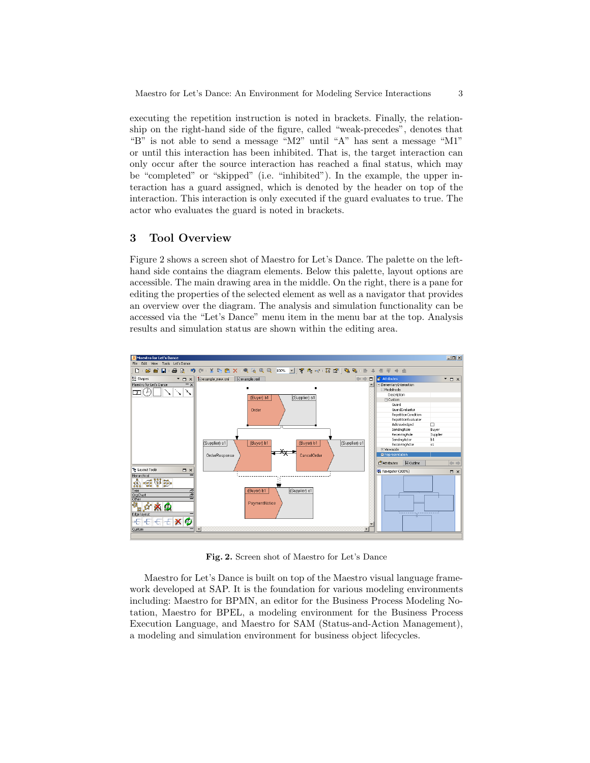executing the repetition instruction is noted in brackets. Finally, the relationship on the right-hand side of the figure, called "weak-precedes", denotes that "B" is not able to send a message "M2" until "A" has sent a message "M1" or until this interaction has been inhibited. That is, the target interaction can only occur after the source interaction has reached a final status, which may be "completed" or "skipped" (i.e. "inhibited"). In the example, the upper interaction has a guard assigned, which is denoted by the header on top of the interaction. This interaction is only executed if the guard evaluates to true. The actor who evaluates the guard is noted in brackets.

## 3 Tool Overview

Figure 2 shows a screen shot of Maestro for Let's Dance. The palette on the left-hand side contains the diagram elements. Below this palette, layout options are accessible. The main drawing area in the middle. On the right, there is a pane for editing the properties of the selected element as well as a navigator that provides an overview over the diagram. The analysis and simulation functionality can be accessed via the "Let's Dance" menu item in the menu bar at the top. Analysis results and simulation status are shown within the editing area.

**Fig. 2.** Screen shot of Maestro for Let's Dance

Maestro for Let's Dance is built on top of the Maestro visual language framework developed at SAP. It is the foundation for various modeling environments including: Maestro for BPMN, an editor for the Business Process Modeling Notation, Maestro for BPEL, a modeling environment for the Business Process Execution Language, and Maestro for SAM (Status-and-Action Management), a modeling and simulation environment for business object lifecycles.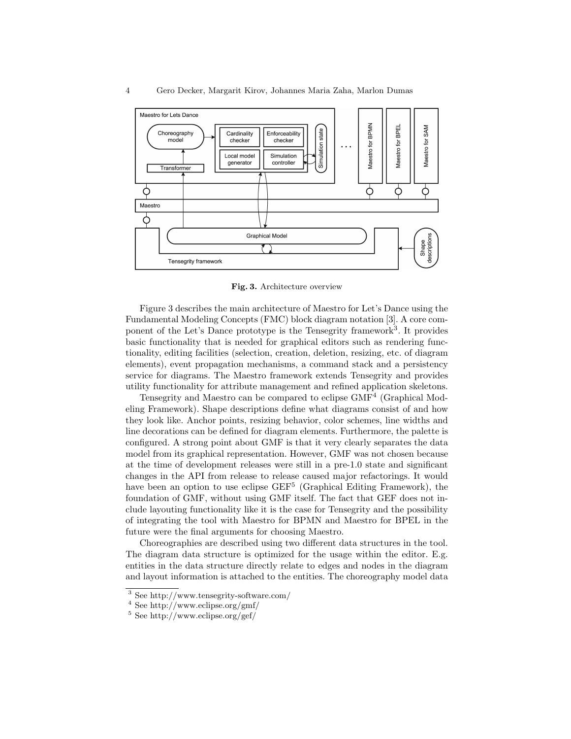**Fig. 3.** Architecture overview

Figure 3 describes the main architecture of Maestro for Let's Dance using the Fundamental Modeling Concepts (FMC) block diagram notation [3]. A core component of the Let's Dance prototype is the Tensegrity framework[3]. It provides basic functionality that is needed for graphical editors such as rendering functionality, editing facilities (selection, creation, deletion, resizing, etc. of diagram elements), event propagation mechanisms, a command stack and a persistency service for diagrams. The Maestro framework extends Tensegrity and provides utility functionality for attribute management and refined application skeletons.

Tensegrity and Maestro can be compared to eclipse GMF[4] (Graphical Modeling Framework). Shape descriptions define what diagrams consist of and how they look like. Anchor points, resizing behavior, color schemes, line widths and line decorations can be defined for diagram elements. Furthermore, the palette is configured. A strong point about GMF is that it very clearly separates the data model from its graphical representation. However, GMF was not chosen because at the time of development releases were still in a pre-1.0 state and significant changes in the API from release to release caused major refactorings. It would have been an option to use eclipse GEF[5] (Graphical Editing Framework), the foundation of GMF, without using GMF itself. The fact that GEF does not include layouting functionality like it is the case for Tensegrity and the possibility of integrating the tool with Maestro for BPMN and Maestro for BPEL in the future were the final arguments for choosing Maestro.

Choreographies are described using two different data structures in the tool. The diagram data structure is optimized for the usage within the editor. E.g. entities in the data structure directly relate to edges and nodes in the diagram and layout information is attached to the entities. The choreography model data

[3] See http://www.tensegrity-software.com/

[4] See http://www.eclipse.org/gmf/

[5] See http://www.eclipse.org/gef/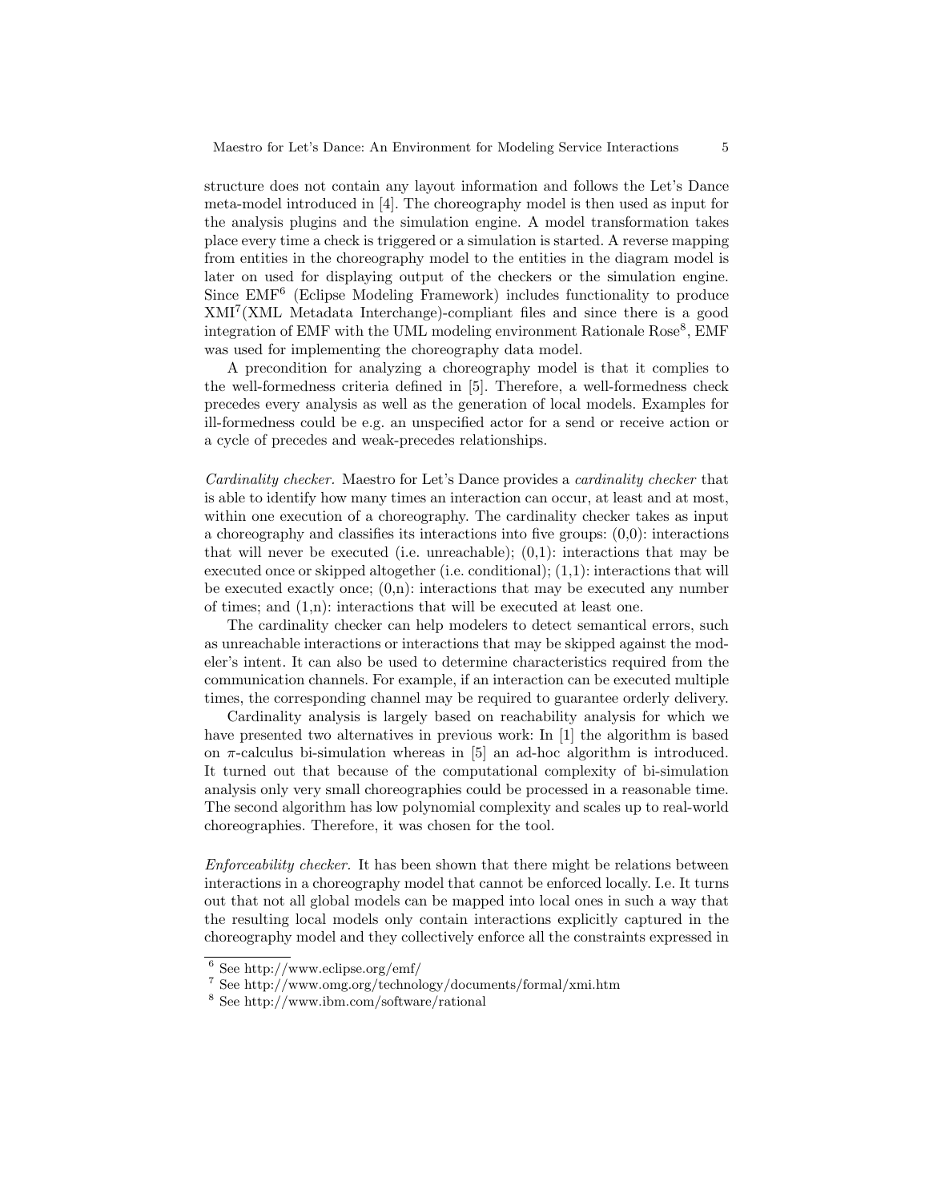structure does not contain any layout information and follows the Let's Dance meta-model introduced in [4]. The choreography model is then used as input for the analysis plugins and the simulation engine. A model transformation takes place every time a check is triggered or a simulation is started. A reverse mapping from entities in the choreography model to the entities in the diagram model is later on used for displaying output of the checkers or the simulation engine. Since EMF[6] (Eclipse Modeling Framework) includes functionality to produce XMI[7](XML Metadata Interchange)-compliant files and since there is a good integration of EMF with the UML modeling environment Rationale Rose[8], EMF was used for implementing the choreography data model.

A precondition for analyzing a choreography model is that it complies to the well-formedness criteria defined in [5]. Therefore, a well-formedness check precedes every analysis as well as the generation of local models. Examples for ill-formedness could be e.g. an unspecified actor for a send or receive action or a cycle of precedes and weak-precedes relationships.

*Cardinality checker.* Maestro for Let's Dance provides a *cardinality checker* that is able to identify how many times an interaction can occur, at least and at most, within one execution of a choreography. The cardinality checker takes as input a choreography and classifies its interactions into five groups: (0,0): interactions that will never be executed (i.e. unreachable); (0,1): interactions that may be executed once or skipped altogether (i.e. conditional); (1,1): interactions that will be executed exactly once; (0,n): interactions that may be executed any number of times; and (1,n): interactions that will be executed at least one.

The cardinality checker can help modelers to detect semantical errors, such as unreachable interactions or interactions that may be skipped against the modeler's intent. It can also be used to determine characteristics required from the communication channels. For example, if an interaction can be executed multiple times, the corresponding channel may be required to guarantee orderly delivery.

Cardinality analysis is largely based on reachability analysis for which we have presented two alternatives in previous work: In [1] the algorithm is based on $\pi$-calculus bi-simulation whereas in [5] an ad-hoc algorithm is introduced. It turned out that because of the computational complexity of bi-simulation analysis only very small choreographies could be processed in a reasonable time. The second algorithm has low polynomial complexity and scales up to real-world choreographies. Therefore, it was chosen for the tool.

*Enforceability checker.* It has been shown that there might be relations between interactions in a choreography model that cannot be enforced locally. I.e. It turns out that not all global models can be mapped into local ones in such a way that the resulting local models only contain interactions explicitly captured in the choreography model and they collectively enforce all the constraints expressed in

[6] See http://www.eclipse.org/emf/

[7] See http://www.omg.org/technology/documents/formal/xmi.htm

[8] See http://www.ibm.com/software/rational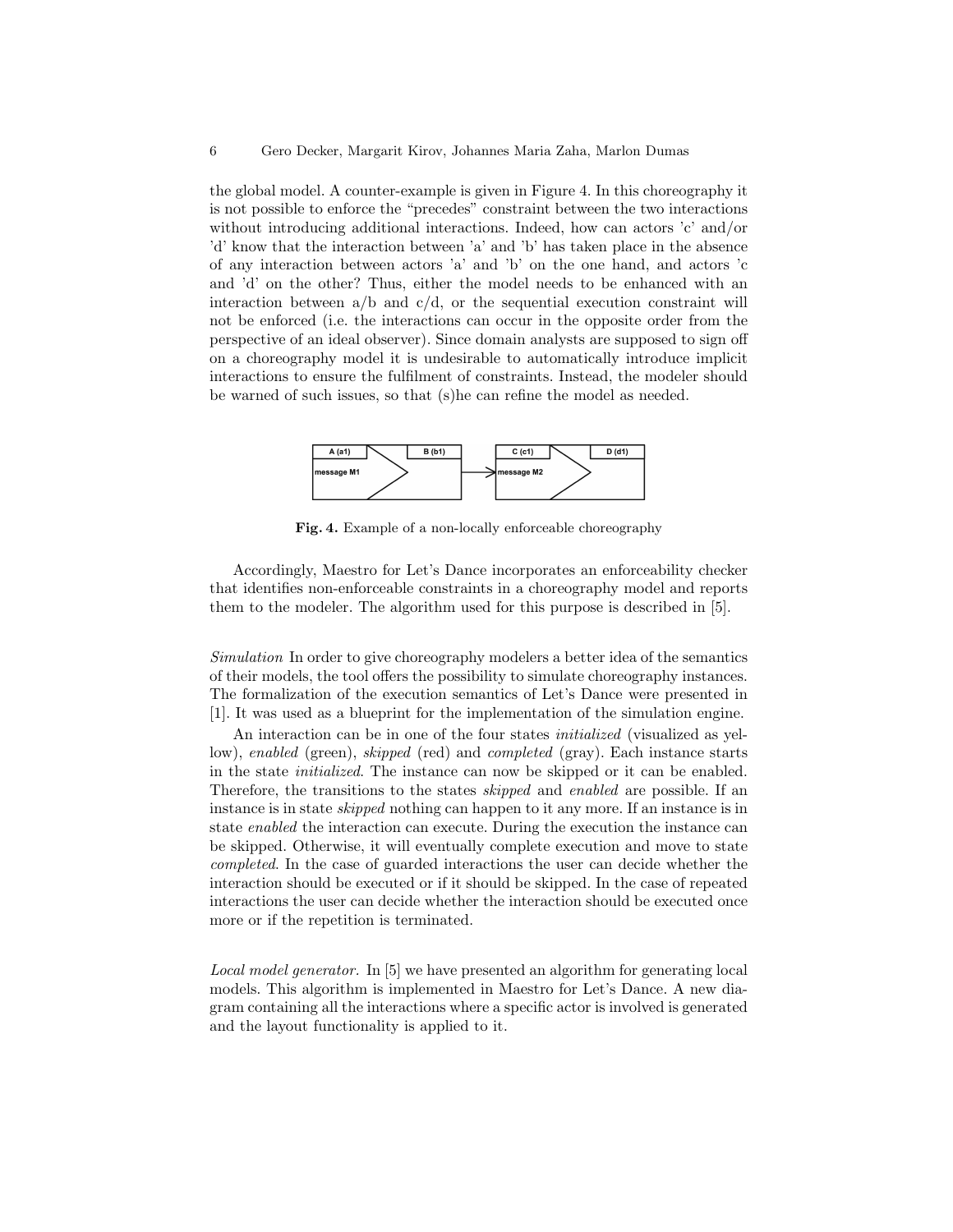the global model. A counter-example is given in Figure 4. In this choreography it is not possible to enforce the "precedes" constraint between the two interactions without introducing additional interactions. Indeed, how can actors 'c' and/or 'd' know that the interaction between 'a' and 'b' has taken place in the absence of any interaction between actors 'a' and 'b' on the one hand, and actors 'c and 'd' on the other? Thus, either the model needs to be enhanced with an interaction between a/b and c/d, or the sequential execution constraint will not be enforced (i.e. the interactions can occur in the opposite order from the perspective of an ideal observer). Since domain analysts are supposed to sign off on a choreography model it is undesirable to automatically introduce implicit interactions to ensure the fulfilment of constraints. Instead, the modeler should be warned of such issues, so that (s)he can refine the model as needed.

A (a1) | B (b1) — message M1 → C (c1) | D (d1) — message M2

**Fig. 4.** Example of a non-locally enforceable choreography

Accordingly, Maestro for Let's Dance incorporates an enforceability checker that identifies non-enforceable constraints in a choreography model and reports them to the modeler. The algorithm used for this purpose is described in [5].

*Simulation* In order to give choreography modelers a better idea of the semantics of their models, the tool offers the possibility to simulate choreography instances. The formalization of the execution semantics of Let's Dance were presented in [1]. It was used as a blueprint for the implementation of the simulation engine.

An interaction can be in one of the four states *initialized* (visualized as yellow), *enabled* (green), *skipped* (red) and *completed* (gray). Each instance starts in the state *initialized*. The instance can now be skipped or it can be enabled. Therefore, the transitions to the states *skipped* and *enabled* are possible. If an instance is in state *skipped* nothing can happen to it any more. If an instance is in state *enabled* the interaction can execute. During the execution the instance can be skipped. Otherwise, it will eventually complete execution and move to state *completed*. In the case of guarded interactions the user can decide whether the interaction should be executed or if it should be skipped. In the case of repeated interactions the user can decide whether the interaction should be executed once more or if the repetition is terminated.

*Local model generator.* In [5] we have presented an algorithm for generating local models. This algorithm is implemented in Maestro for Let's Dance. A new diagram containing all the interactions where a specific actor is involved is generated and the layout functionality is applied to it.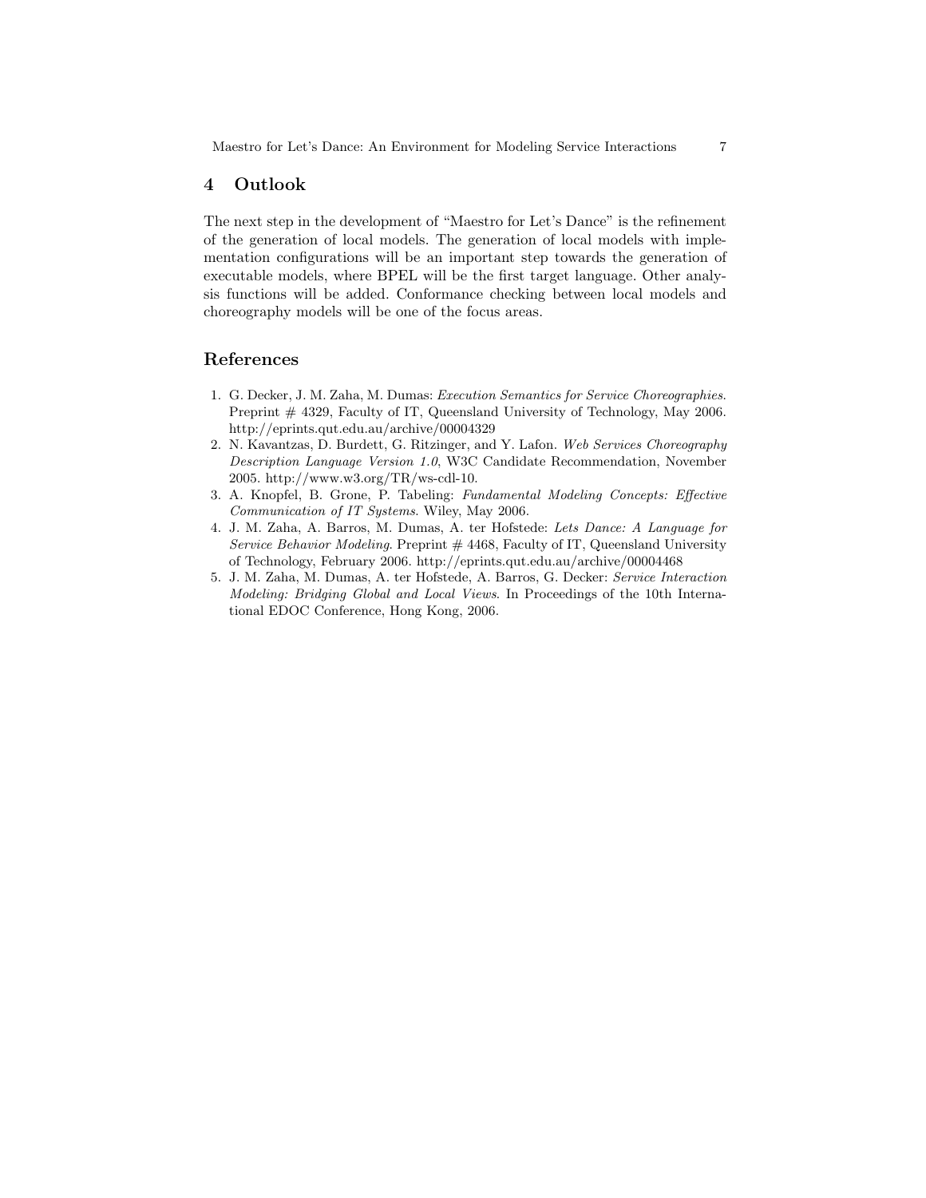## 4 Outlook

The next step in the development of "Maestro for Let's Dance" is the refinement of the generation of local models. The generation of local models with implementation configurations will be an important step towards the generation of executable models, where BPEL will be the first target language. Other analysis functions will be added. Conformance checking between local models and choreography models will be one of the focus areas.

## References

1. G. Decker, J. M. Zaha, M. Dumas: *Execution Semantics for Service Choreographies.* Preprint # 4329, Faculty of IT, Queensland University of Technology, May 2006. http://eprints.qut.edu.au/archive/00004329
2. N. Kavantzas, D. Burdett, G. Ritzinger, and Y. Lafon. *Web Services Choreography Description Language Version 1.0*, W3C Candidate Recommendation, November 2005. http://www.w3.org/TR/ws-cdl-10.
3. A. Knopfel, B. Grone, P. Tabeling: *Fundamental Modeling Concepts: Effective Communication of IT Systems*. Wiley, May 2006.
4. J. M. Zaha, A. Barros, M. Dumas, A. ter Hofstede: *Lets Dance: A Language for Service Behavior Modeling*. Preprint # 4468, Faculty of IT, Queensland University of Technology, February 2006. http://eprints.qut.edu.au/archive/00004468
5. J. M. Zaha, M. Dumas, A. ter Hofstede, A. Barros, G. Decker: *Service Interaction Modeling: Bridging Global and Local Views*. In Proceedings of the 10th International EDOC Conference, Hong Kong, 2006.